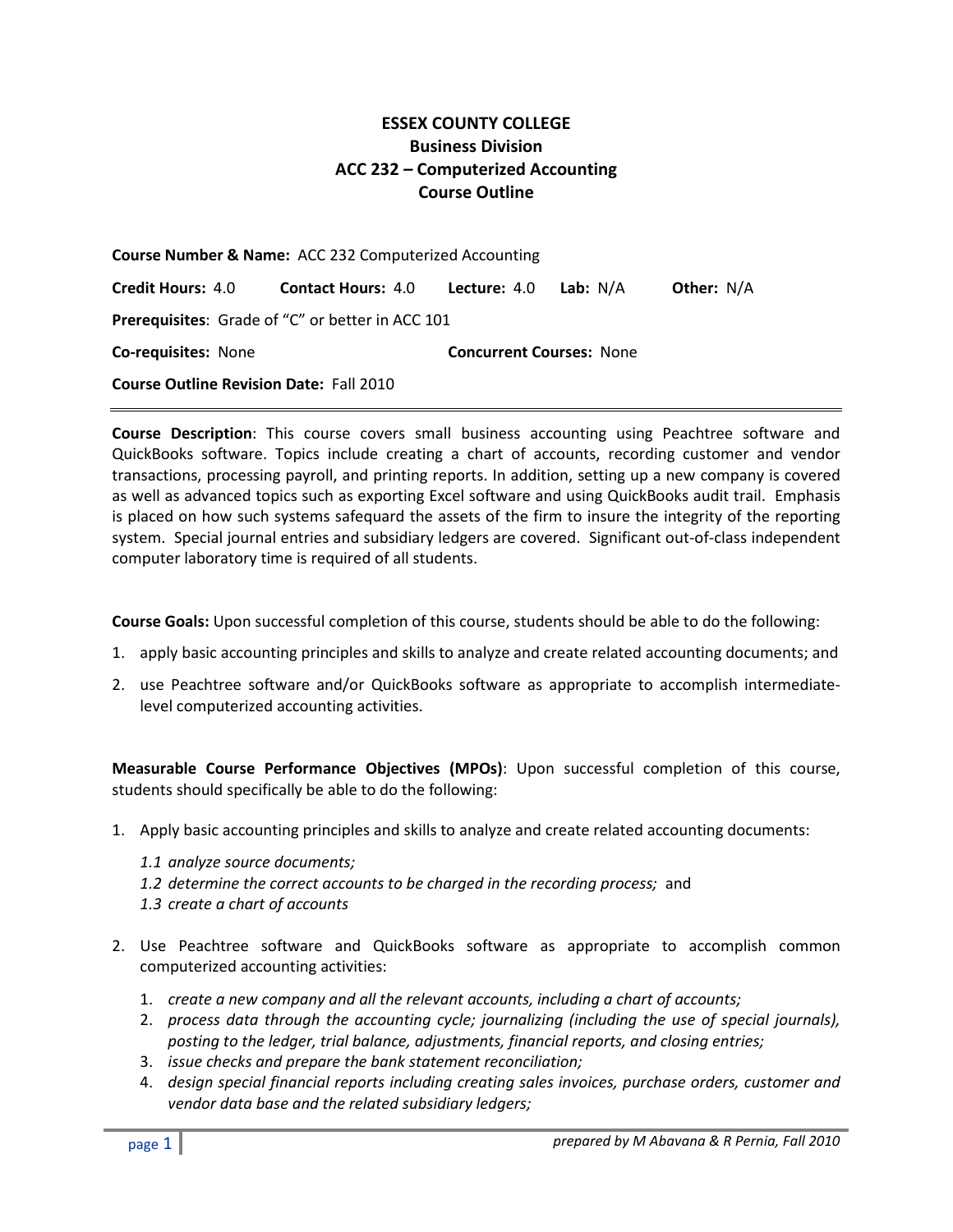# ESSEX COUNTY COLLEGE
## Business Division
## ACC 232 – Computerized Accounting
## Course Outline

**Course Number & Name:** ACC 232 Computerized Accounting

**Credit Hours:** 4.0 **Contact Hours:** 4.0 **Lecture:** 4.0 **Lab:** N/A **Other:** N/A

**Prerequisites**: Grade of "C" or better in ACC 101

**Co-requisites:** None **Concurrent Courses:** None

**Course Outline Revision Date:** Fall 2010

---

**Course Description**: This course covers small business accounting using Peachtree software and QuickBooks software. Topics include creating a chart of accounts, recording customer and vendor transactions, processing payroll, and printing reports. In addition, setting up a new company is covered as well as advanced topics such as exporting Excel software and using QuickBooks audit trail. Emphasis is placed on how such systems safequard the assets of the firm to insure the integrity of the reporting system. Special journal entries and subsidiary ledgers are covered. Significant out-of-class independent computer laboratory time is required of all students.

**Course Goals:** Upon successful completion of this course, students should be able to do the following:

1. apply basic accounting principles and skills to analyze and create related accounting documents; and
2. use Peachtree software and/or QuickBooks software as appropriate to accomplish intermediate-level computerized accounting activities.

**Measurable Course Performance Objectives (MPOs)**: Upon successful completion of this course, students should specifically be able to do the following:

1. Apply basic accounting principles and skills to analyze and create related accounting documents:
   - *1.1 analyze source documents;*
   - *1.2 determine the correct accounts to be charged in the recording process;* and
   - *1.3 create a chart of accounts*

2. Use Peachtree software and QuickBooks software as appropriate to accomplish common computerized accounting activities:
   1. *create a new company and all the relevant accounts, including a chart of accounts;*
   2. *process data through the accounting cycle; journalizing (including the use of special journals), posting to the ledger, trial balance, adjustments, financial reports, and closing entries;*
   3. *issue checks and prepare the bank statement reconciliation;*
   4. *design special financial reports including creating sales invoices, purchase orders, customer and vendor data base and the related subsidiary ledgers;*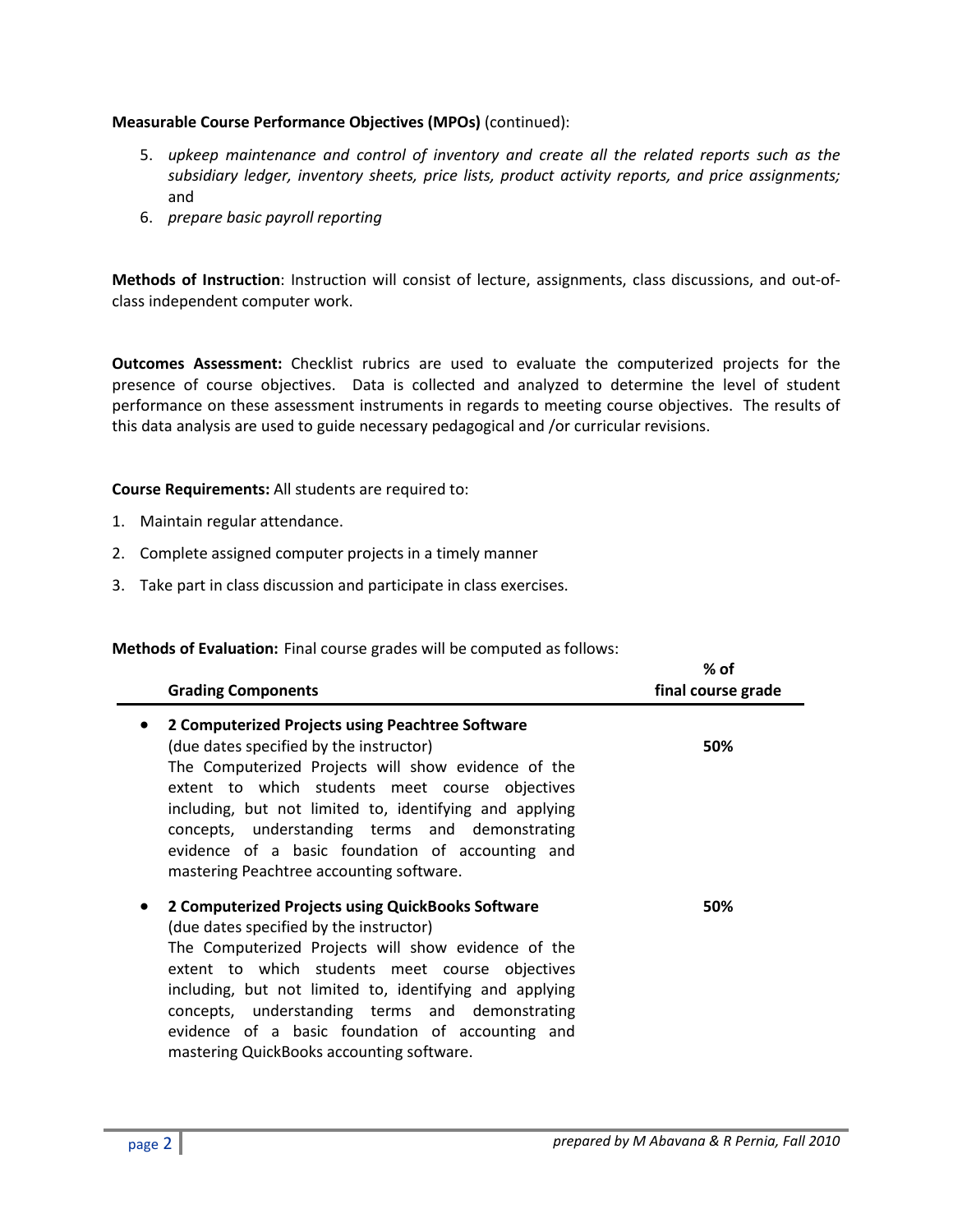**Measurable Course Performance Objectives (MPOs)** (continued):

5. *upkeep maintenance and control of inventory and create all the related reports such as the subsidiary ledger, inventory sheets, price lists, product activity reports, and price assignments;* and
6. *prepare basic payroll reporting*

**Methods of Instruction**: Instruction will consist of lecture, assignments, class discussions, and out-of-class independent computer work.

**Outcomes Assessment:** Checklist rubrics are used to evaluate the computerized projects for the presence of course objectives. Data is collected and analyzed to determine the level of student performance on these assessment instruments in regards to meeting course objectives. The results of this data analysis are used to guide necessary pedagogical and /or curricular revisions.

**Course Requirements:** All students are required to:

1. Maintain regular attendance.
2. Complete assigned computer projects in a timely manner
3. Take part in class discussion and participate in class exercises.

**Methods of Evaluation:** Final course grades will be computed as follows:

| **Grading Components** | **% of final course grade** |
| --- | --- |
| • **2 Computerized Projects using Peachtree Software** (due dates specified by the instructor) The Computerized Projects will show evidence of the extent to which students meet course objectives including, but not limited to, identifying and applying concepts, understanding terms and demonstrating evidence of a basic foundation of accounting and mastering Peachtree accounting software. | **50%** |
| • **2 Computerized Projects using QuickBooks Software** (due dates specified by the instructor) The Computerized Projects will show evidence of the extent to which students meet course objectives including, but not limited to, identifying and applying concepts, understanding terms and demonstrating evidence of a basic foundation of accounting and mastering QuickBooks accounting software. | **50%** |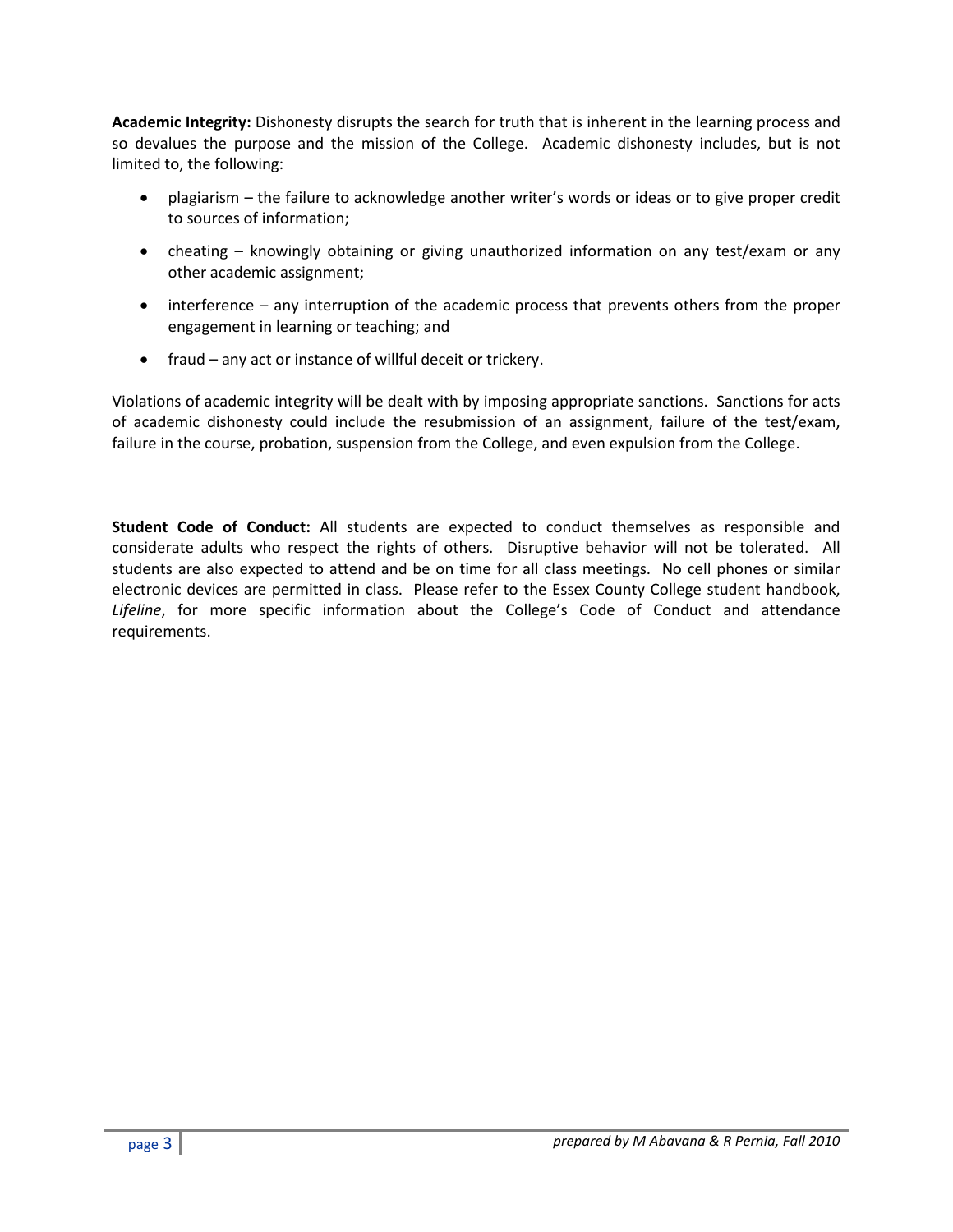**Academic Integrity:** Dishonesty disrupts the search for truth that is inherent in the learning process and so devalues the purpose and the mission of the College. Academic dishonesty includes, but is not limited to, the following:

- plagiarism – the failure to acknowledge another writer's words or ideas or to give proper credit to sources of information;
- cheating – knowingly obtaining or giving unauthorized information on any test/exam or any other academic assignment;
- interference – any interruption of the academic process that prevents others from the proper engagement in learning or teaching; and
- fraud – any act or instance of willful deceit or trickery.

Violations of academic integrity will be dealt with by imposing appropriate sanctions. Sanctions for acts of academic dishonesty could include the resubmission of an assignment, failure of the test/exam, failure in the course, probation, suspension from the College, and even expulsion from the College.

**Student Code of Conduct:** All students are expected to conduct themselves as responsible and considerate adults who respect the rights of others. Disruptive behavior will not be tolerated. All students are also expected to attend and be on time for all class meetings. No cell phones or similar electronic devices are permitted in class. Please refer to the Essex County College student handbook, *Lifeline*, for more specific information about the College's Code of Conduct and attendance requirements.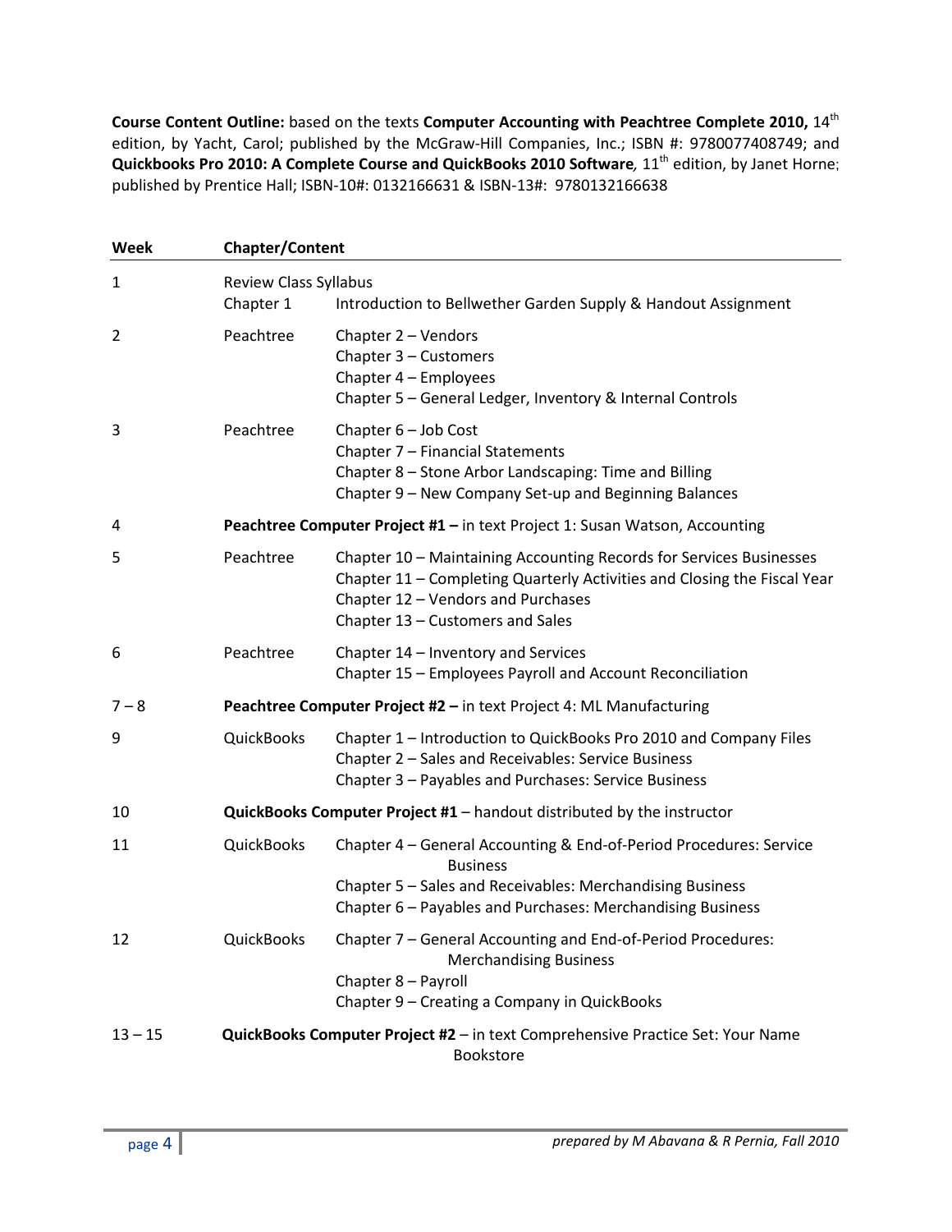**Course Content Outline:** based on the texts **Computer Accounting with Peachtree Complete 2010,** 14th edition, by Yacht, Carol; published by the McGraw-Hill Companies, Inc.; ISBN #: 9780077408749; and **Quickbooks Pro 2010: A Complete Course and QuickBooks 2010 Software***,* 11th edition, by Janet Horne; published by Prentice Hall; ISBN-10#: 0132166631 & ISBN-13#: 9780132166638

| Week | Chapter/Content | |
|---|---|---|
| 1 | Review Class Syllabus<br>Chapter 1 | <br>Introduction to Bellwether Garden Supply & Handout Assignment |
| 2 | Peachtree | Chapter 2 – Vendors<br>Chapter 3 – Customers<br>Chapter 4 – Employees<br>Chapter 5 – General Ledger, Inventory & Internal Controls |
| 3 | Peachtree | Chapter 6 – Job Cost<br>Chapter 7 – Financial Statements<br>Chapter 8 – Stone Arbor Landscaping: Time and Billing<br>Chapter 9 – New Company Set-up and Beginning Balances |
| 4 | **Peachtree Computer Project #1 –** in text Project 1: Susan Watson, Accounting | |
| 5 | Peachtree | Chapter 10 – Maintaining Accounting Records for Services Businesses<br>Chapter 11 – Completing Quarterly Activities and Closing the Fiscal Year<br>Chapter 12 – Vendors and Purchases<br>Chapter 13 – Customers and Sales |
| 6 | Peachtree | Chapter 14 – Inventory and Services<br>Chapter 15 – Employees Payroll and Account Reconciliation |
| 7 – 8 | **Peachtree Computer Project #2 –** in text Project 4: ML Manufacturing | |
| 9 | QuickBooks | Chapter 1 – Introduction to QuickBooks Pro 2010 and Company Files<br>Chapter 2 – Sales and Receivables: Service Business<br>Chapter 3 – Payables and Purchases: Service Business |
| 10 | **QuickBooks Computer Project #1** – handout distributed by the instructor | |
| 11 | QuickBooks | Chapter 4 – General Accounting & End-of-Period Procedures: Service Business<br>Chapter 5 – Sales and Receivables: Merchandising Business<br>Chapter 6 – Payables and Purchases: Merchandising Business |
| 12 | QuickBooks | Chapter 7 – General Accounting and End-of-Period Procedures: Merchandising Business<br>Chapter 8 – Payroll<br>Chapter 9 – Creating a Company in QuickBooks |
| 13 – 15 | **QuickBooks Computer Project #2** – in text Comprehensive Practice Set: Your Name Bookstore | |

*prepared by M Abavana & R Pernia, Fall 2010*